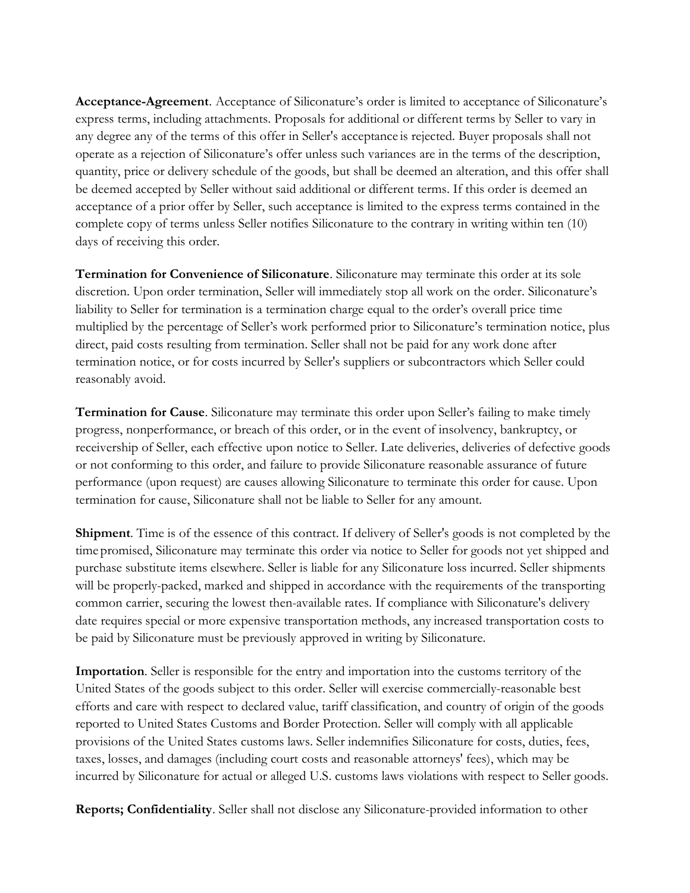**Acceptance-Agreement**. Acceptance of Siliconature's order is limited to acceptance of Siliconature's express terms, including attachments. Proposals for additional or different terms by Seller to vary in any degree any of the terms of this offer in Seller's acceptance is rejected. Buyer proposals shall not operate as a rejection of Siliconature's offer unless such variances are in the terms of the description, quantity, price or delivery schedule of the goods, but shall be deemed an alteration, and this offer shall be deemed accepted by Seller without said additional or different terms. If this order is deemed an acceptance of a prior offer by Seller, such acceptance is limited to the express terms contained in the complete copy of terms unless Seller notifies Siliconature to the contrary in writing within ten (10) days of receiving this order.

**Termination for Convenience of Siliconature**. Siliconature may terminate this order at its sole discretion. Upon order termination, Seller will immediately stop all work on the order. Siliconature's liability to Seller for termination is a termination charge equal to the order's overall price time multiplied by the percentage of Seller's work performed prior to Siliconature's termination notice, plus direct, paid costs resulting from termination. Seller shall not be paid for any work done after termination notice, or for costs incurred by Seller's suppliers or subcontractors which Seller could reasonably avoid.

**Termination for Cause**. Siliconature may terminate this order upon Seller's failing to make timely progress, nonperformance, or breach of this order, or in the event of insolvency, bankruptcy, or receivership of Seller, each effective upon notice to Seller. Late deliveries, deliveries of defective goods or not conforming to this order, and failure to provide Siliconature reasonable assurance of future performance (upon request) are causes allowing Siliconature to terminate this order for cause. Upon termination for cause, Siliconature shall not be liable to Seller for any amount.

**Shipment**. Time is of the essence of this contract. If delivery of Seller's goods is not completed by the time promised, Siliconature may terminate this order via notice to Seller for goods not yet shipped and purchase substitute items elsewhere. Seller is liable for any Siliconature loss incurred. Seller shipments will be properly-packed, marked and shipped in accordance with the requirements of the transporting common carrier, securing the lowest then-available rates. If compliance with Siliconature's delivery date requires special or more expensive transportation methods, any increased transportation costs to be paid by Siliconature must be previously approved in writing by Siliconature.

**Importation**. Seller is responsible for the entry and importation into the customs territory of the United States of the goods subject to this order. Seller will exercise commercially-reasonable best efforts and care with respect to declared value, tariff classification, and country of origin of the goods reported to United States Customs and Border Protection. Seller will comply with all applicable provisions of the United States customs laws. Seller indemnifies Siliconature for costs, duties, fees, taxes, losses, and damages (including court costs and reasonable attorneys' fees), which may be incurred by Siliconature for actual or alleged U.S. customs laws violations with respect to Seller goods.

**Reports; Confidentiality**. Seller shall not disclose any Siliconature-provided information to other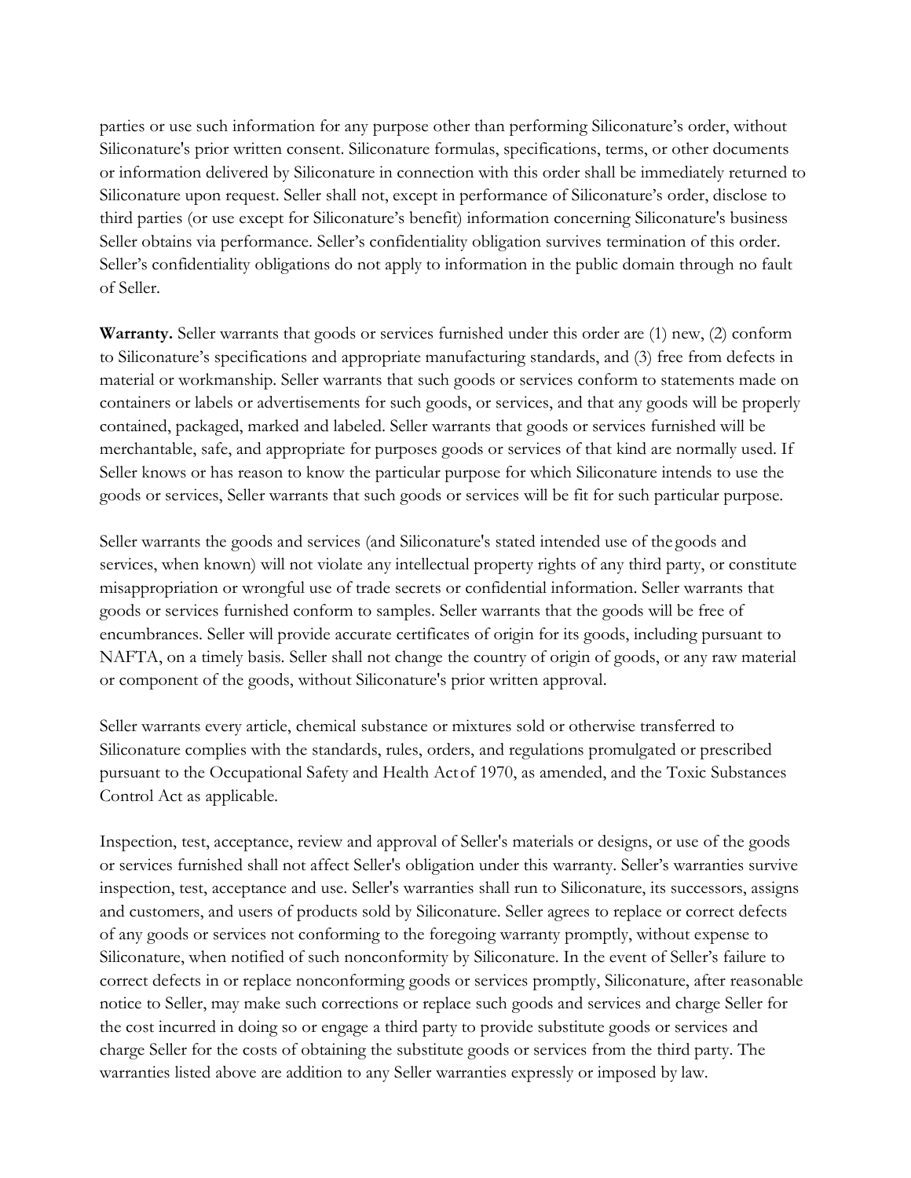parties or use such information for any purpose other than performing Siliconature's order, without Siliconature's prior written consent. Siliconature formulas, specifications, terms, or other documents or information delivered by Siliconature in connection with this order shall be immediately returned to Siliconature upon request. Seller shall not, except in performance of Siliconature's order, disclose to third parties (or use except for Siliconature's benefit) information concerning Siliconature's business Seller obtains via performance. Seller's confidentiality obligation survives termination of this order. Seller's confidentiality obligations do not apply to information in the public domain through no fault of Seller.

**Warranty.** Seller warrants that goods or services furnished under this order are (1) new, (2) conform to Siliconature's specifications and appropriate manufacturing standards, and (3) free from defects in material or workmanship. Seller warrants that such goods or services conform to statements made on containers or labels or advertisements for such goods, or services, and that any goods will be properly contained, packaged, marked and labeled. Seller warrants that goods or services furnished will be merchantable, safe, and appropriate for purposes goods or services of that kind are normally used. If Seller knows or has reason to know the particular purpose for which Siliconature intends to use the goods or services, Seller warrants that such goods or services will be fit for such particular purpose.

Seller warrants the goods and services (and Siliconature's stated intended use of the goods and services, when known) will not violate any intellectual property rights of any third party, or constitute misappropriation or wrongful use of trade secrets or confidential information. Seller warrants that goods or services furnished conform to samples. Seller warrants that the goods will be free of encumbrances. Seller will provide accurate certificates of origin for its goods, including pursuant to NAFTA, on a timely basis. Seller shall not change the country of origin of goods, or any raw material or component of the goods, without Siliconature's prior written approval.

Seller warrants every article, chemical substance or mixtures sold or otherwise transferred to Siliconature complies with the standards, rules, orders, and regulations promulgated or prescribed pursuant to the Occupational Safety and Health Act of 1970, as amended, and the Toxic Substances Control Act as applicable.

Inspection, test, acceptance, review and approval of Seller's materials or designs, or use of the goods or services furnished shall not affect Seller's obligation under this warranty. Seller's warranties survive inspection, test, acceptance and use. Seller's warranties shall run to Siliconature, its successors, assigns and customers, and users of products sold by Siliconature. Seller agrees to replace or correct defects of any goods or services not conforming to the foregoing warranty promptly, without expense to Siliconature, when notified of such nonconformity by Siliconature. In the event of Seller's failure to correct defects in or replace nonconforming goods or services promptly, Siliconature, after reasonable notice to Seller, may make such corrections or replace such goods and services and charge Seller for the cost incurred in doing so or engage a third party to provide substitute goods or services and charge Seller for the costs of obtaining the substitute goods or services from the third party. The warranties listed above are addition to any Seller warranties expressly or imposed by law.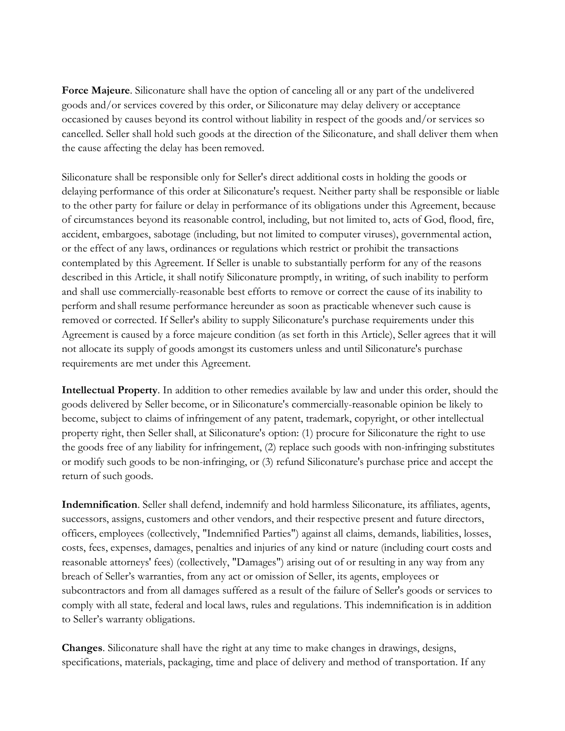**Force Majeure**. Siliconature shall have the option of canceling all or any part of the undelivered goods and/or services covered by this order, or Siliconature may delay delivery or acceptance occasioned by causes beyond its control without liability in respect of the goods and/or services so cancelled. Seller shall hold such goods at the direction of the Siliconature, and shall deliver them when the cause affecting the delay has been removed.

Siliconature shall be responsible only for Seller's direct additional costs in holding the goods or delaying performance of this order at Siliconature's request. Neither party shall be responsible or liable to the other party for failure or delay in performance of its obligations under this Agreement, because of circumstances beyond its reasonable control, including, but not limited to, acts of God, flood, fire, accident, embargoes, sabotage (including, but not limited to computer viruses), governmental action, or the effect of any laws, ordinances or regulations which restrict or prohibit the transactions contemplated by this Agreement. If Seller is unable to substantially perform for any of the reasons described in this Article, it shall notify Siliconature promptly, in writing, of such inability to perform and shall use commercially-reasonable best efforts to remove or correct the cause of its inability to perform and shall resume performance hereunder as soon as practicable whenever such cause is removed or corrected. If Seller's ability to supply Siliconature's purchase requirements under this Agreement is caused by a force majeure condition (as set forth in this Article), Seller agrees that it will not allocate its supply of goods amongst its customers unless and until Siliconature's purchase requirements are met under this Agreement.

**Intellectual Property**. In addition to other remedies available by law and under this order, should the goods delivered by Seller become, or in Siliconature's commercially-reasonable opinion be likely to become, subject to claims of infringement of any patent, trademark, copyright, or other intellectual property right, then Seller shall, at Siliconature's option: (1) procure for Siliconature the right to use the goods free of any liability for infringement, (2) replace such goods with non-infringing substitutes or modify such goods to be non-infringing, or (3) refund Siliconature's purchase price and accept the return of such goods.

**Indemnification**. Seller shall defend, indemnify and hold harmless Siliconature, its affiliates, agents, successors, assigns, customers and other vendors, and their respective present and future directors, officers, employees (collectively, "Indemnified Parties") against all claims, demands, liabilities, losses, costs, fees, expenses, damages, penalties and injuries of any kind or nature (including court costs and reasonable attorneys' fees) (collectively, "Damages") arising out of or resulting in any way from any breach of Seller's warranties, from any act or omission of Seller, its agents, employees or subcontractors and from all damages suffered as a result of the failure of Seller's goods or services to comply with all state, federal and local laws, rules and regulations. This indemnification is in addition to Seller's warranty obligations.

**Changes**. Siliconature shall have the right at any time to make changes in drawings, designs, specifications, materials, packaging, time and place of delivery and method of transportation. If any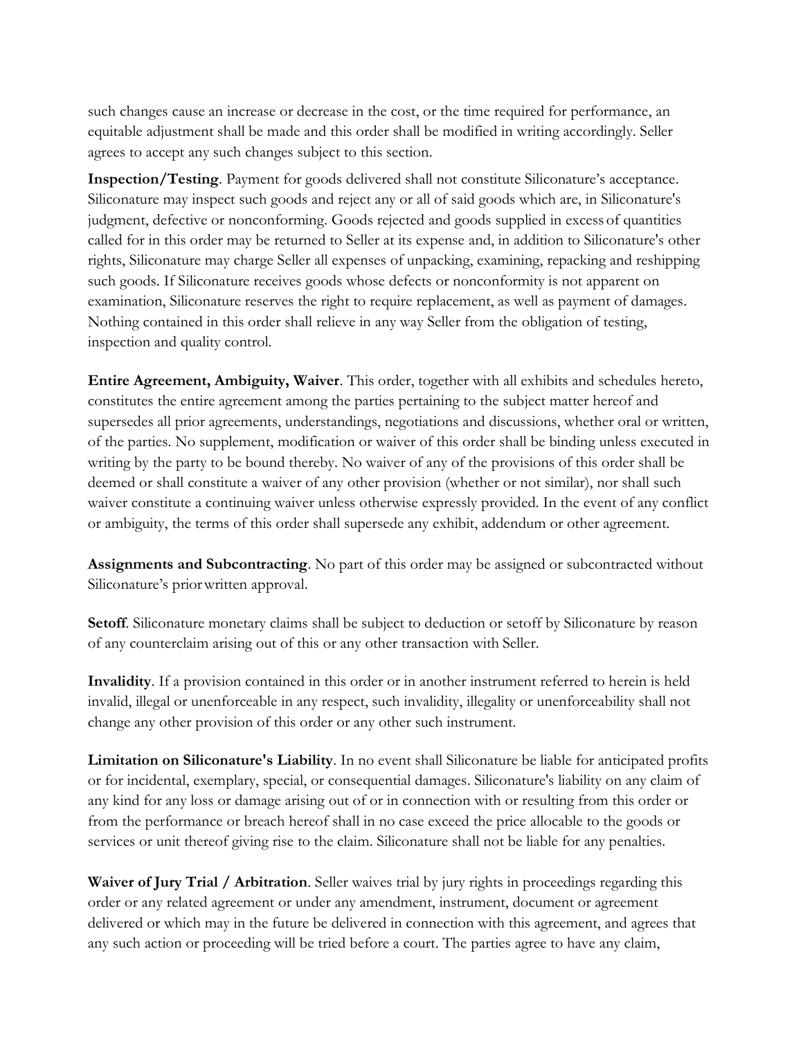such changes cause an increase or decrease in the cost, or the time required for performance, an equitable adjustment shall be made and this order shall be modified in writing accordingly. Seller agrees to accept any such changes subject to this section.

**Inspection/Testing**. Payment for goods delivered shall not constitute Siliconature's acceptance. Siliconature may inspect such goods and reject any or all of said goods which are, in Siliconature's judgment, defective or nonconforming. Goods rejected and goods supplied in excess of quantities called for in this order may be returned to Seller at its expense and, in addition to Siliconature's other rights, Siliconature may charge Seller all expenses of unpacking, examining, repacking and reshipping such goods. If Siliconature receives goods whose defects or nonconformity is not apparent on examination, Siliconature reserves the right to require replacement, as well as payment of damages. Nothing contained in this order shall relieve in any way Seller from the obligation of testing, inspection and quality control.

**Entire Agreement, Ambiguity, Waiver**. This order, together with all exhibits and schedules hereto, constitutes the entire agreement among the parties pertaining to the subject matter hereof and supersedes all prior agreements, understandings, negotiations and discussions, whether oral or written, of the parties. No supplement, modification or waiver of this order shall be binding unless executed in writing by the party to be bound thereby. No waiver of any of the provisions of this order shall be deemed or shall constitute a waiver of any other provision (whether or not similar), nor shall such waiver constitute a continuing waiver unless otherwise expressly provided. In the event of any conflict or ambiguity, the terms of this order shall supersede any exhibit, addendum or other agreement.

**Assignments and Subcontracting**. No part of this order may be assigned or subcontracted without Siliconature's prior written approval.

**Setoff**. Siliconature monetary claims shall be subject to deduction or setoff by Siliconature by reason of any counterclaim arising out of this or any other transaction with Seller.

**Invalidity**. If a provision contained in this order or in another instrument referred to herein is held invalid, illegal or unenforceable in any respect, such invalidity, illegality or unenforceability shall not change any other provision of this order or any other such instrument.

**Limitation on Siliconature's Liability**. In no event shall Siliconature be liable for anticipated profits or for incidental, exemplary, special, or consequential damages. Siliconature's liability on any claim of any kind for any loss or damage arising out of or in connection with or resulting from this order or from the performance or breach hereof shall in no case exceed the price allocable to the goods or services or unit thereof giving rise to the claim. Siliconature shall not be liable for any penalties.

**Waiver of Jury Trial / Arbitration**. Seller waives trial by jury rights in proceedings regarding this order or any related agreement or under any amendment, instrument, document or agreement delivered or which may in the future be delivered in connection with this agreement, and agrees that any such action or proceeding will be tried before a court. The parties agree to have any claim,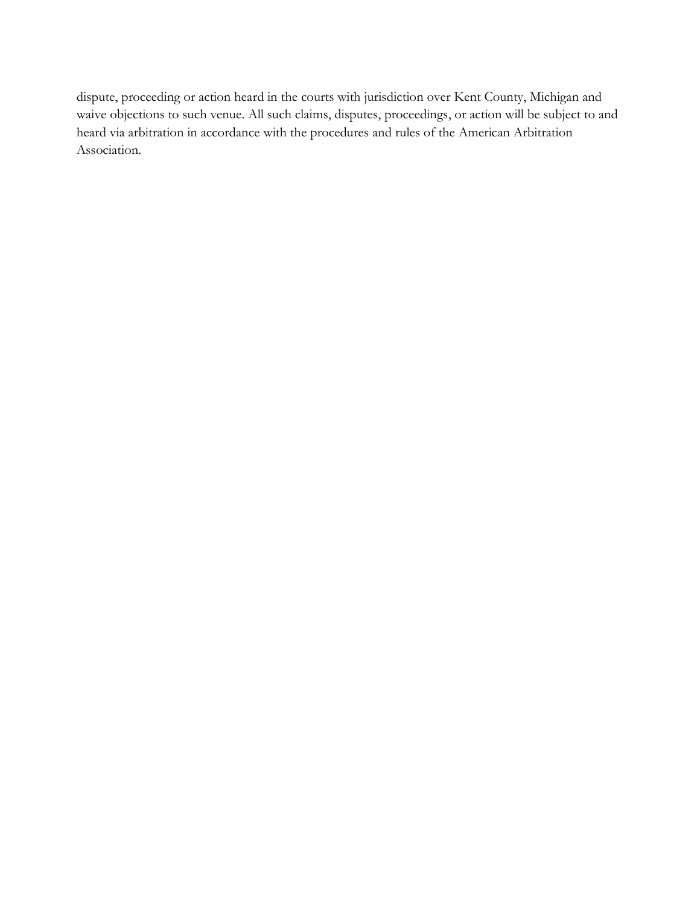dispute, proceeding or action heard in the courts with jurisdiction over Kent County, Michigan and waive objections to such venue. All such claims, disputes, proceedings, or action will be subject to and heard via arbitration in accordance with the procedures and rules of the American Arbitration Association.